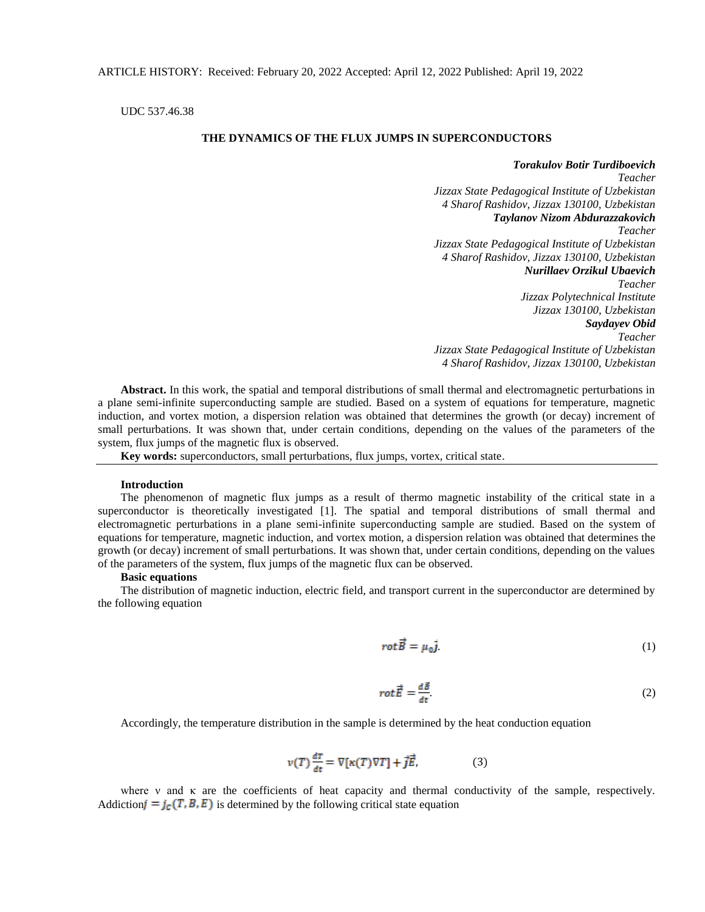ARTICLE HISTORY: Received: February 20, 2022 Accepted: April 12, 2022 Published: April 19, 2022

UDC 537.46.38

# THE DYNAMICS OF THE FLUX JUMPS IN SUPERCONDUCTORS

***Torakulov Botir Turdiboevich***
*Teacher*
*Jizzax State Pedagogical Institute of Uzbekistan*
*4 Sharof Rashidov, Jizzax 130100, Uzbekistan*

***Taylanov Nizom Abdurazzakovich***
*Teacher*
*Jizzax State Pedagogical Institute of Uzbekistan*
*4 Sharof Rashidov, Jizzax 130100, Uzbekistan*

***Nurillaev Orzikul Ubaevich***
*Teacher*
*Jizzax Polytechnical Institute*
*Jizzax 130100, Uzbekistan*

***Saydayev Obid***
*Teacher*
*Jizzax State Pedagogical Institute of Uzbekistan*
*4 Sharof Rashidov, Jizzax 130100, Uzbekistan*

**Abstract.** In this work, the spatial and temporal distributions of small thermal and electromagnetic perturbations in a plane semi-infinite superconducting sample are studied. Based on a system of equations for temperature, magnetic induction, and vortex motion, a dispersion relation was obtained that determines the growth (or decay) increment of small perturbations. It was shown that, under certain conditions, depending on the values of the parameters of the system, flux jumps of the magnetic flux is observed.

**Key words:** superconductors, small perturbations, flux jumps, vortex, critical state.

---

**Introduction**

The phenomenon of magnetic flux jumps as a result of thermo magnetic instability of the critical state in a superconductor is theoretically investigated [1]. The spatial and temporal distributions of small thermal and electromagnetic perturbations in a plane semi-infinite superconducting sample are studied. Based on the system of equations for temperature, magnetic induction, and vortex motion, a dispersion relation was obtained that determines the growth (or decay) increment of small perturbations. It was shown that, under certain conditions, depending on the values of the parameters of the system, flux jumps of the magnetic flux can be observed.

**Basic equations**

The distribution of magnetic induction, electric field, and transport current in the superconductor are determined by the following equation

$$rot\vec{B} = \mu_0\vec{j}. \tag{1}$$

$$rot\vec{E} = \frac{d\vec{B}}{dt}. \tag{2}$$

Accordingly, the temperature distribution in the sample is determined by the heat conduction equation

$$\nu(T)\frac{dT}{dt} = \nabla[\kappa(T)\nabla T] + \vec{j}\vec{E}, \tag{3}$$

where $\nu$ and $\kappa$ are the coefficients of heat capacity and thermal conductivity of the sample, respectively. Addiction $j = j_c(T, B, E)$ is determined by the following critical state equation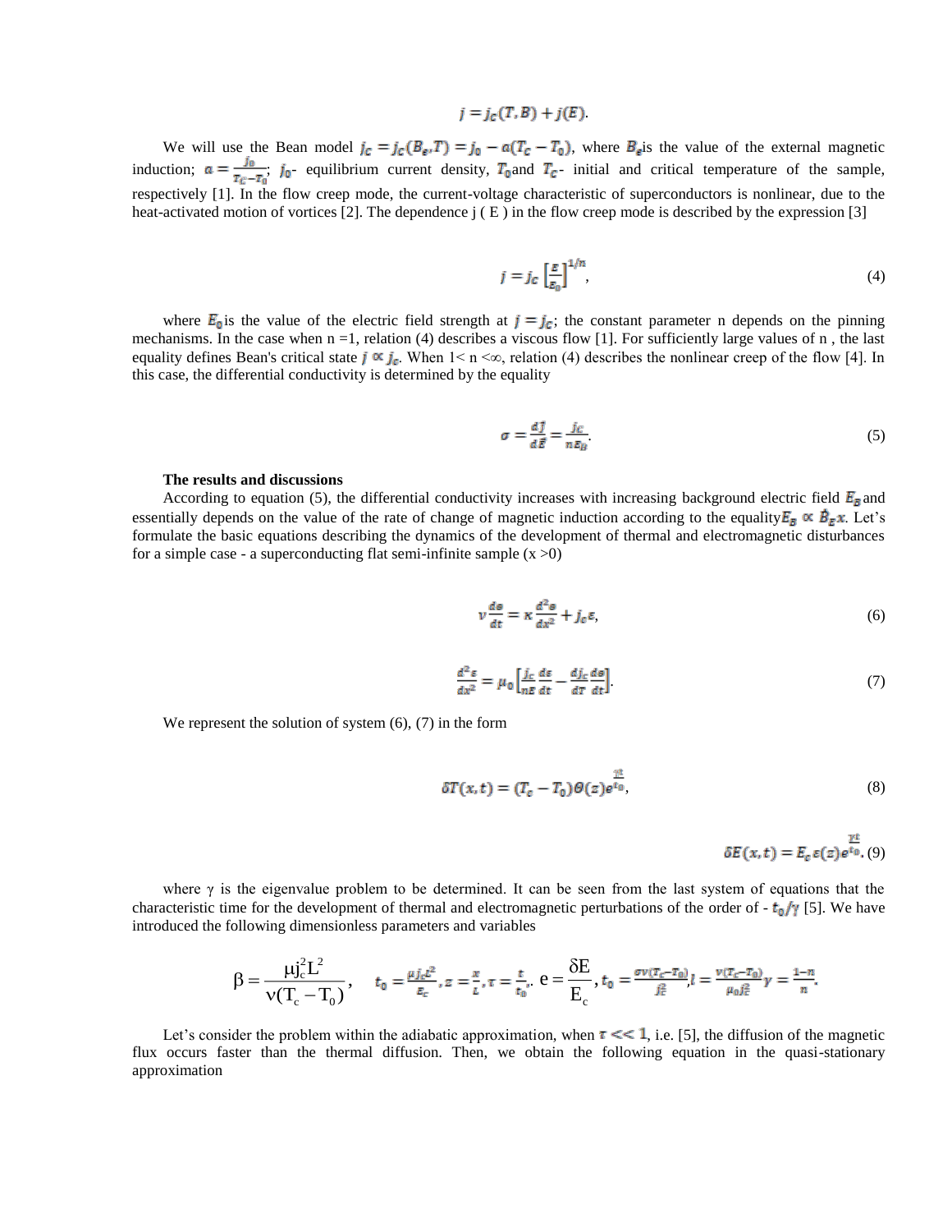$$j = j_c(T, B) + j(E).$$

We will use the Bean model $j_c = j_c(B_e, T) = j_0 - a(T_c - T_0)$, where $B_e$is the value of the external magnetic induction; $a = \frac{j_0}{T_C - T_0}$; $j_0$- equilibrium current density, $T_0$and $T_C$- initial and critical temperature of the sample, respectively [1]. In the flow creep mode, the current-voltage characteristic of superconductors is nonlinear, due to the heat-activated motion of vortices [2]. The dependence j ( E ) in the flow creep mode is described by the expression [3]

$$j = j_c \left[\frac{E}{E_0}\right]^{1/n}, \tag{4}$$

where $E_0$is the value of the electric field strength at $j = j_c$; the constant parameter n depends on the pinning mechanisms. In the case when n =1, relation (4) describes a viscous flow [1]. For sufficiently large values of n , the last equality defines Bean's critical state $j \propto j_c$. When 1< n <∞, relation (4) describes the nonlinear creep of the flow [4]. In this case, the differential conductivity is determined by the equality

$$\sigma = \frac{d\vec{j}}{d\vec{E}} = \frac{j_c}{nE_B}. \tag{5}$$

**The results and discussions**

According to equation (5), the differential conductivity increases with increasing background electric field $E_B$ and essentially depends on the value of the rate of change of magnetic induction according to the equality$E_B \propto \dot{B}_E x$. Let's formulate the basic equations describing the dynamics of the development of thermal and electromagnetic disturbances for a simple case - a superconducting flat semi-infinite sample (x >0)

$$\nu\frac{d\theta}{dt} = \kappa\frac{d^2\theta}{dx^2} + j_c\varepsilon, \tag{6}$$

$$\frac{d^2\varepsilon}{dx^2} = \mu_0\left[\frac{j_c}{nE}\frac{d\varepsilon}{dt} - \frac{dj_c}{dT}\frac{d\theta}{dt}\right]. \tag{7}$$

We represent the solution of system (6), (7) in the form

$$\delta T(x,t) = (T_c - T_0)\theta(z)e^{\frac{\gamma t}{t_0}}, \tag{8}$$

$$\delta E(x,t) = E_c\,\varepsilon(z)e^{\frac{\gamma t}{t_0}}. \tag{9}$$

where γ is the eigenvalue problem to be determined. It can be seen from the last system of equations that the characteristic time for the development of thermal and electromagnetic perturbations of the order of - $t_0/\gamma$ [5]. We have introduced the following dimensionless parameters and variables

$$\beta = \frac{\mu j_c^2 L^2}{\nu(T_c - T_0)}, \quad t_0 = \frac{\mu j_c L^2}{E_c}, z = \frac{x}{L}, \tau = \frac{t}{t_0}, \; e = \frac{\delta E}{E_c}, t_0 = \frac{\sigma\nu(T_c - T_0)}{j_c^2}, l = \frac{\nu(T_c - T_0)}{\mu_0 j_c^2}\gamma = \frac{1-n}{n}.$$

Let's consider the problem within the adiabatic approximation, when $\tau << 1$, i.e. [5], the diffusion of the magnetic flux occurs faster than the thermal diffusion. Then, we obtain the following equation in the quasi-stationary approximation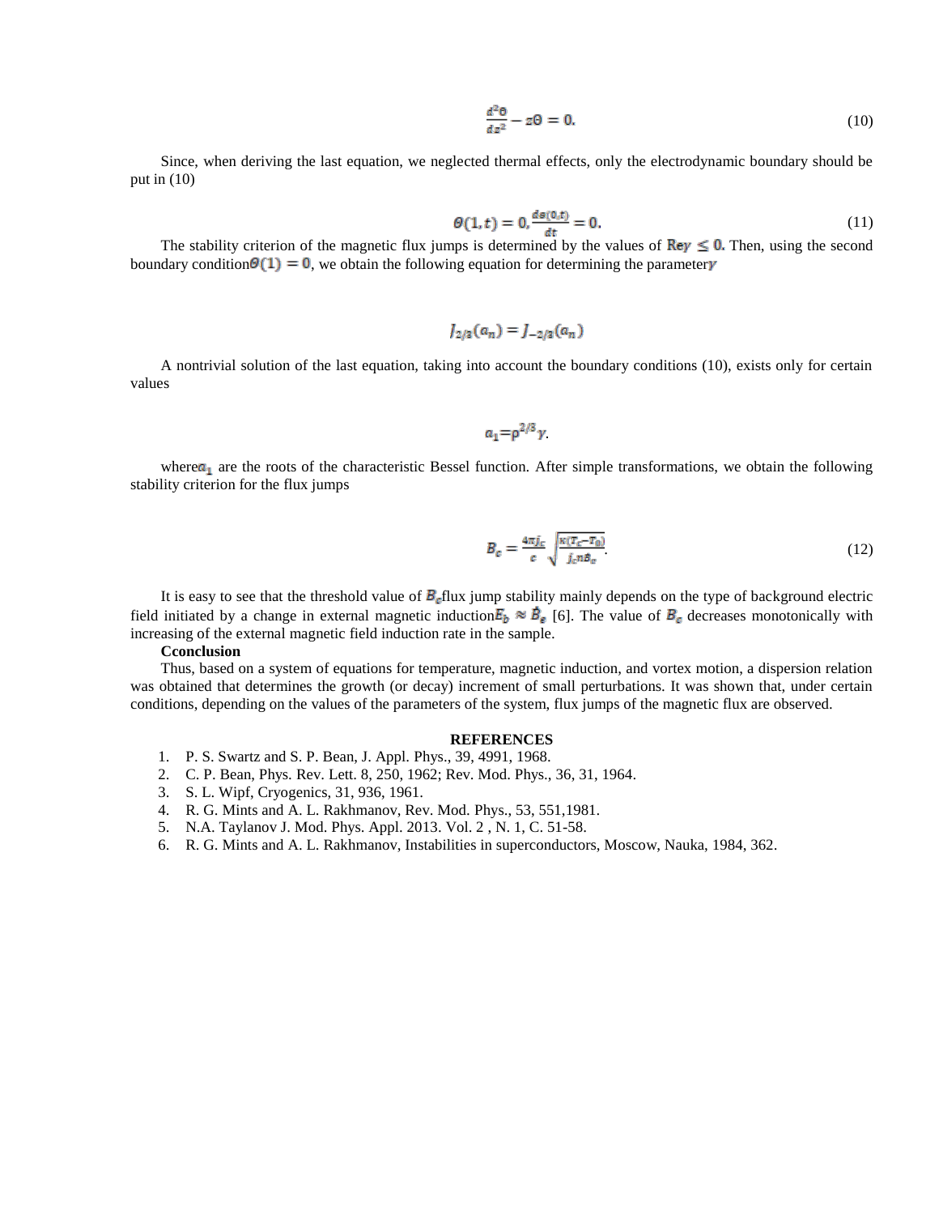$$\frac{d^2\Theta}{dz^2} - z\Theta = 0. \tag{10}$$

Since, when deriving the last equation, we neglected thermal effects, only the electrodynamic boundary should be put in (10)

$$\theta(1,t) = 0, \frac{d\varepsilon(0,t)}{dt} = 0. \tag{11}$$

The stability criterion of the magnetic flux jumps is determined by the values of $\mathrm{Re}\gamma \leq 0$. Then, using the second boundary condition$\theta(1) = 0$, we obtain the following equation for determining the parameter$\gamma$

$$J_{2/3}(\alpha_n) = J_{-2/3}(\alpha_n)$$

A nontrivial solution of the last equation, taking into account the boundary conditions (10), exists only for certain values

$$\alpha_1 = \rho^{2/3}\gamma.$$

where$\alpha_1$ are the roots of the characteristic Bessel function. After simple transformations, we obtain the following stability criterion for the flux jumps

$$B_c = \frac{4\pi j_c}{c}\sqrt{\frac{\kappa(T_c - T_0)}{j_c n \dot{B}_e}}. \tag{12}$$

It is easy to see that the threshold value of $B_c$flux jump stability mainly depends on the type of background electric field initiated by a change in external magnetic induction$E_b \approx \dot{B}_e$ [6]. The value of $B_c$ decreases monotonically with increasing of the external magnetic field induction rate in the sample.

**Cconclusion**

Thus, based on a system of equations for temperature, magnetic induction, and vortex motion, a dispersion relation was obtained that determines the growth (or decay) increment of small perturbations. It was shown that, under certain conditions, depending on the values of the parameters of the system, flux jumps of the magnetic flux are observed.

## REFERENCES

1. P. S. Swartz and S. P. Bean, J. Appl. Phys., 39, 4991, 1968.
2. C. P. Bean, Phys. Rev. Lett. 8, 250, 1962; Rev. Mod. Phys., 36, 31, 1964.
3. S. L. Wipf, Cryogenics, 31, 936, 1961.
4. R. G. Mints and A. L. Rakhmanov, Rev. Mod. Phys., 53, 551,1981.
5. N.A. Taylanov J. Mod. Phys. Appl. 2013. Vol. 2 , N. 1, C. 51-58.
6. R. G. Mints and A. L. Rakhmanov, Instabilities in superconductors, Moscow, Nauka, 1984, 362.